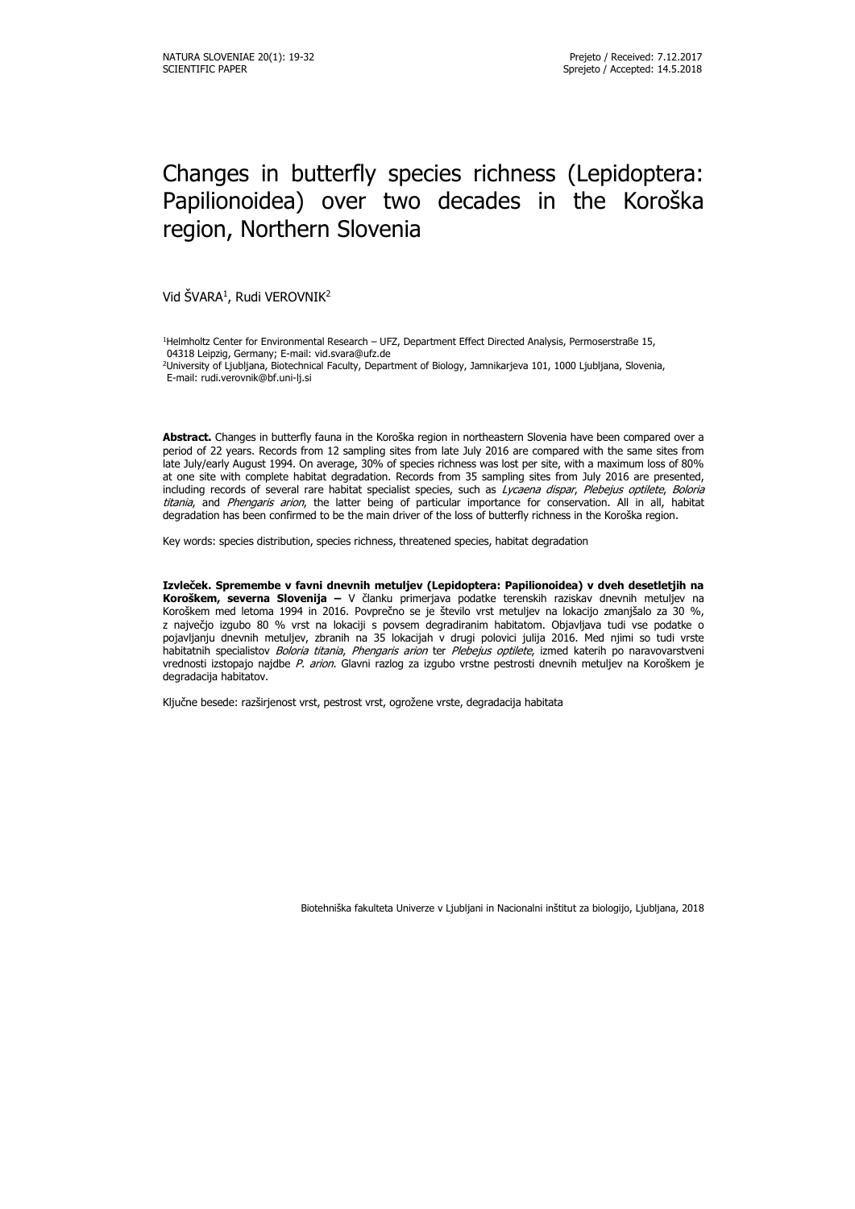NATURA SLOVENIAE 20(1): 19-32
SCIENTIFIC PAPER

Prejeto / Received: 7.12.2017
Sprejeto / Accepted: 14.5.2018

# Changes in butterfly species richness (Lepidoptera: Papilionoidea) over two decades in the Koroška region, Northern Slovenia

Vid ŠVARA[1], Rudi VEROVNIK[2]

[1]Helmholtz Center for Environmental Research – UFZ, Department Effect Directed Analysis, Permoserstraße 15, 04318 Leipzig, Germany; E-mail: vid.svara@ufz.de
[2]University of Ljubljana, Biotechnical Faculty, Department of Biology, Jamnikarjeva 101, 1000 Ljubljana, Slovenia, E-mail: rudi.verovnik@bf.uni-lj.si

**Abstract.** Changes in butterfly fauna in the Koroška region in northeastern Slovenia have been compared over a period of 22 years. Records from 12 sampling sites from late July 2016 are compared with the same sites from late July/early August 1994. On average, 30% of species richness was lost per site, with a maximum loss of 80% at one site with complete habitat degradation. Records from 35 sampling sites from July 2016 are presented, including records of several rare habitat specialist species, such as *Lycaena dispar*, *Plebejus optilete*, *Boloria titania*, and *Phengaris arion*, the latter being of particular importance for conservation. All in all, habitat degradation has been confirmed to be the main driver of the loss of butterfly richness in the Koroška region.

Key words: species distribution, species richness, threatened species, habitat degradation

**Izvleček. Spremembe v favni dnevnih metuljev (Lepidoptera: Papilionoidea) v dveh desetletjih na Koroškem, severna Slovenija –** V članku primerjava podatke terenskih raziskav dnevnih metuljev na Koroškem med letoma 1994 in 2016. Povprečno se je število vrst metuljev na lokacijo zmanjšalo za 30 %, z največjo izgubo 80 % vrst na lokaciji s povsem degradiranim habitatom. Objavljava tudi vse podatke o pojavljanju dnevnih metuljev, zbranih na 35 lokacijah v drugi polovici julija 2016. Med njimi so tudi vrste habitatnih specialistov *Boloria titania*, *Phengaris arion* ter *Plebejus optilete*, izmed katerih po naravovarstveni vrednosti izstopajo najdbe *P. arion*. Glavni razlog za izgubo vrstne pestrosti dnevnih metuljev na Koroškem je degradacija habitatov.

Ključne besede: razširjenost vrst, pestrost vrst, ogrožene vrste, degradacija habitata

Biotehniška fakulteta Univerze v Ljubljani in Nacionalni inštitut za biologijo, Ljubljana, 2018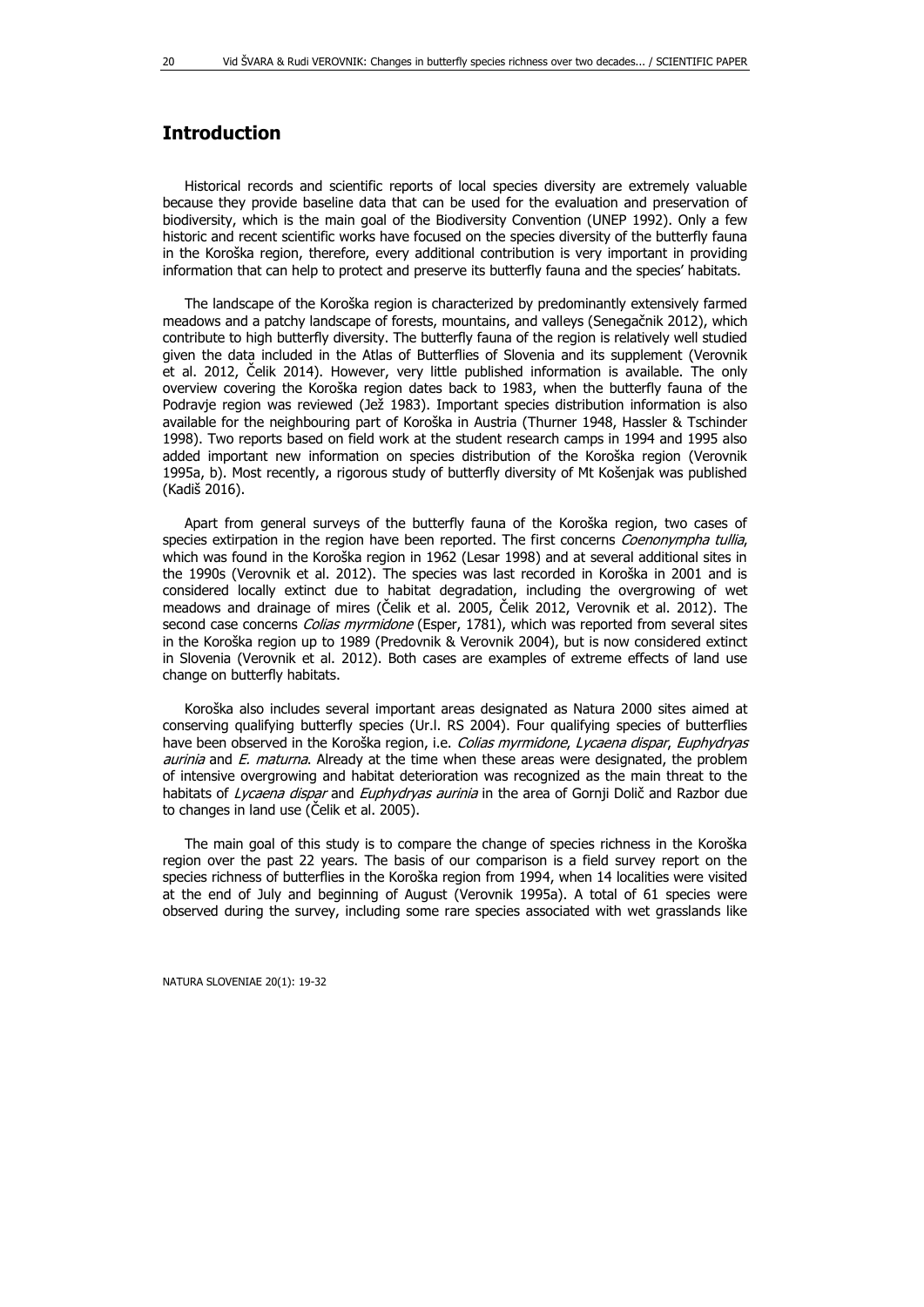## Introduction

Historical records and scientific reports of local species diversity are extremely valuable because they provide baseline data that can be used for the evaluation and preservation of biodiversity, which is the main goal of the Biodiversity Convention (UNEP 1992). Only a few historic and recent scientific works have focused on the species diversity of the butterfly fauna in the Koroška region, therefore, every additional contribution is very important in providing information that can help to protect and preserve its butterfly fauna and the species' habitats.

The landscape of the Koroška region is characterized by predominantly extensively farmed meadows and a patchy landscape of forests, mountains, and valleys (Senegačnik 2012), which contribute to high butterfly diversity. The butterfly fauna of the region is relatively well studied given the data included in the Atlas of Butterflies of Slovenia and its supplement (Verovnik et al. 2012, Čelik 2014). However, very little published information is available. The only overview covering the Koroška region dates back to 1983, when the butterfly fauna of the Podravje region was reviewed (Jež 1983). Important species distribution information is also available for the neighbouring part of Koroška in Austria (Thurner 1948, Hassler & Tschinder 1998). Two reports based on field work at the student research camps in 1994 and 1995 also added important new information on species distribution of the Koroška region (Verovnik 1995a, b). Most recently, a rigorous study of butterfly diversity of Mt Košenjak was published (Kadiš 2016).

Apart from general surveys of the butterfly fauna of the Koroška region, two cases of species extirpation in the region have been reported. The first concerns *Coenonympha tullia*, which was found in the Koroška region in 1962 (Lesar 1998) and at several additional sites in the 1990s (Verovnik et al. 2012). The species was last recorded in Koroška in 2001 and is considered locally extinct due to habitat degradation, including the overgrowing of wet meadows and drainage of mires (Čelik et al. 2005, Čelik 2012, Verovnik et al. 2012). The second case concerns *Colias myrmidone* (Esper, 1781), which was reported from several sites in the Koroška region up to 1989 (Predovnik & Verovnik 2004), but is now considered extinct in Slovenia (Verovnik et al. 2012). Both cases are examples of extreme effects of land use change on butterfly habitats.

Koroška also includes several important areas designated as Natura 2000 sites aimed at conserving qualifying butterfly species (Ur.l. RS 2004). Four qualifying species of butterflies have been observed in the Koroška region, i.e. *Colias myrmidone*, *Lycaena dispar*, *Euphydryas aurinia* and *E. maturna*. Already at the time when these areas were designated, the problem of intensive overgrowing and habitat deterioration was recognized as the main threat to the habitats of *Lycaena dispar* and *Euphydryas aurinia* in the area of Gornji Dolič and Razbor due to changes in land use (Čelik et al. 2005).

The main goal of this study is to compare the change of species richness in the Koroška region over the past 22 years. The basis of our comparison is a field survey report on the species richness of butterflies in the Koroška region from 1994, when 14 localities were visited at the end of July and beginning of August (Verovnik 1995a). A total of 61 species were observed during the survey, including some rare species associated with wet grasslands like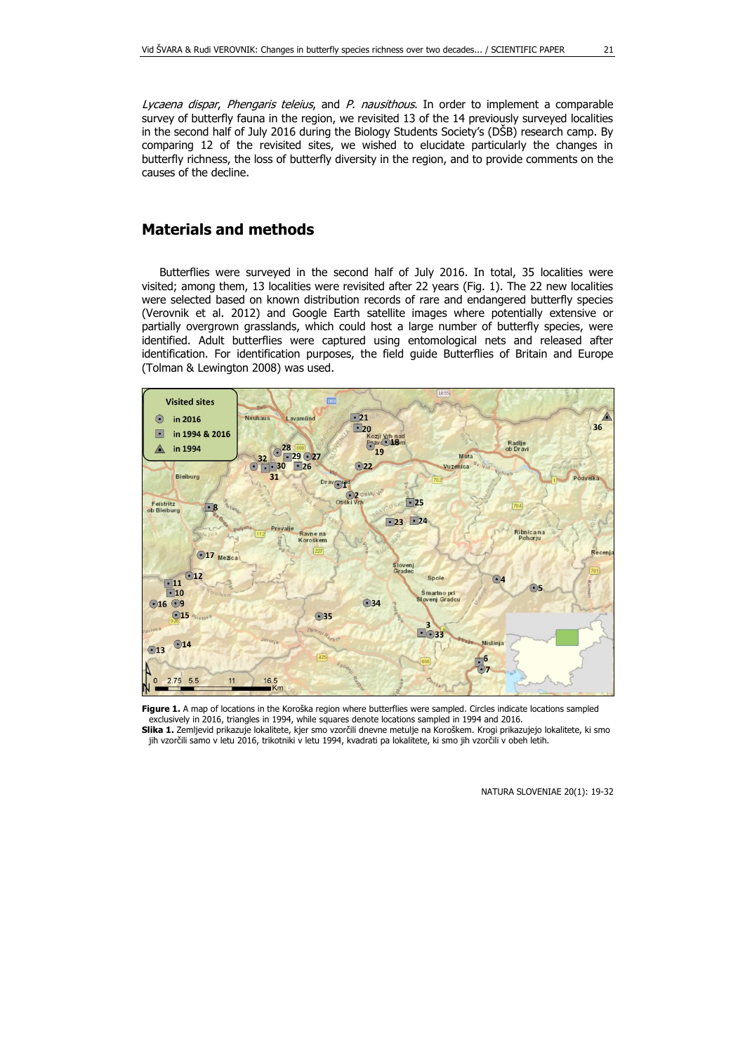*Lycaena dispar*, *Phengaris teleius*, and *P. nausithous*. In order to implement a comparable survey of butterfly fauna in the region, we revisited 13 of the 14 previously surveyed localities in the second half of July 2016 during the Biology Students Society's (DŠB) research camp. By comparing 12 of the revisited sites, we wished to elucidate particularly the changes in butterfly richness, the loss of butterfly diversity in the region, and to provide comments on the causes of the decline.

## Materials and methods

Butterflies were surveyed in the second half of July 2016. In total, 35 localities were visited; among them, 13 localities were revisited after 22 years (Fig. 1). The 22 new localities were selected based on known distribution records of rare and endangered butterfly species (Verovnik et al. 2012) and Google Earth satellite images where potentially extensive or partially overgrown grasslands, which could host a large number of butterfly species, were identified. Adult butterflies were captured using entomological nets and released after identification. For identification purposes, the field guide Butterflies of Britain and Europe (Tolman & Lewington 2008) was used.

**Figure 1.** A map of locations in the Koroška region where butterflies were sampled. Circles indicate locations sampled exclusively in 2016, triangles in 1994, while squares denote locations sampled in 1994 and 2016.

**Slika 1.** Zemljevid prikazuje lokalitete, kjer smo vzorčili dnevne metulje na Koroškem. Krogi prikazujejo lokalitete, ki smo jih vzorčili samo v letu 2016, trikotniki v letu 1994, kvadrati pa lokalitete, ki smo jih vzorčili v obeh letih.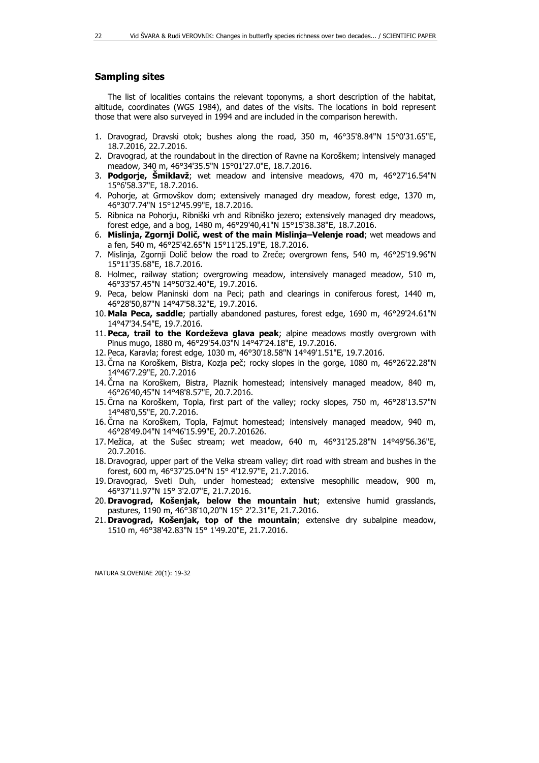## Sampling sites

The list of localities contains the relevant toponyms, a short description of the habitat, altitude, coordinates (WGS 1984), and dates of the visits. The locations in bold represent those that were also surveyed in 1994 and are included in the comparison herewith.

1. Dravograd, Dravski otok; bushes along the road, 350 m, 46°35'8.84"N 15°0'31.65"E, 18.7.2016, 22.7.2016.
2. Dravograd, at the roundabout in the direction of Ravne na Koroškem; intensively managed meadow, 340 m, 46°34'35.5"N 15°01'27.0"E, 18.7.2016.
3. **Podgorje, Šmiklavž**; wet meadow and intensive meadows, 470 m, 46°27'16.54"N 15°6'58.37"E, 18.7.2016.
4. Pohorje, at Grmovškov dom; extensively managed dry meadow, forest edge, 1370 m, 46°30'7.74"N 15°12'45.99"E, 18.7.2016.
5. Ribnica na Pohorju, Ribniški vrh and Ribniško jezero; extensively managed dry meadows, forest edge, and a bog, 1480 m, 46°29'40,41"N 15°15'38.38"E, 18.7.2016.
6. **Mislinja, Zgornji Dolič, west of the main Mislinja–Velenje road**; wet meadows and a fen, 540 m, 46°25'42.65"N 15°11'25.19"E, 18.7.2016.
7. Mislinja, Zgornji Dolič below the road to Zreče; overgrown fens, 540 m, 46°25'19.96"N 15°11'35.68"E, 18.7.2016.
8. Holmec, railway station; overgrowing meadow, intensively managed meadow, 510 m, 46°33'57.45"N 14°50'32.40"E, 19.7.2016.
9. Peca, below Planinski dom na Peci; path and clearings in coniferous forest, 1440 m, 46°28'50,87"N 14°47'58.32"E, 19.7.2016.
10. **Mala Peca, saddle**; partially abandoned pastures, forest edge, 1690 m, 46°29'24.61"N 14°47'34.54"E, 19.7.2016.
11. **Peca, trail to the Kordeževa glava peak**; alpine meadows mostly overgrown with Pinus mugo, 1880 m, 46°29'54.03"N 14°47'24.18"E, 19.7.2016.
12. Peca, Karavla; forest edge, 1030 m, 46°30'18.58"N 14°49'1.51"E, 19.7.2016.
13. Črna na Koroškem, Bistra, Kozja peč; rocky slopes in the gorge, 1080 m, 46°26'22.28"N 14°46'7.29"E, 20.7.2016
14. Črna na Koroškem, Bistra, Plaznik homestead; intensively managed meadow, 840 m, 46°26'40,45"N 14°48'8.57"E, 20.7.2016.
15. Črna na Koroškem, Topla, first part of the valley; rocky slopes, 750 m, 46°28'13.57"N 14°48'0,55"E, 20.7.2016.
16. Črna na Koroškem, Topla, Fajmut homestead; intensively managed meadow, 940 m, 46°28'49.04"N 14°46'15.99"E, 20.7.201626.
17. Mežica, at the Sušec stream; wet meadow, 640 m, 46°31'25.28"N 14°49'56.36"E, 20.7.2016.
18. Dravograd, upper part of the Velka stream valley; dirt road with stream and bushes in the forest, 600 m, 46°37'25.04"N 15° 4'12.97"E, 21.7.2016.
19. Dravograd, Sveti Duh, under homestead; extensive mesophilic meadow, 900 m, 46°37'11.97"N 15° 3'2.07"E, 21.7.2016.
20. **Dravograd, Košenjak, below the mountain hut**; extensive humid grasslands, pastures, 1190 m, 46°38'10,20"N 15° 2'2.31"E, 21.7.2016.
21. **Dravograd, Košenjak, top of the mountain**; extensive dry subalpine meadow, 1510 m, 46°38'42.83"N 15° 1'49.20"E, 21.7.2016.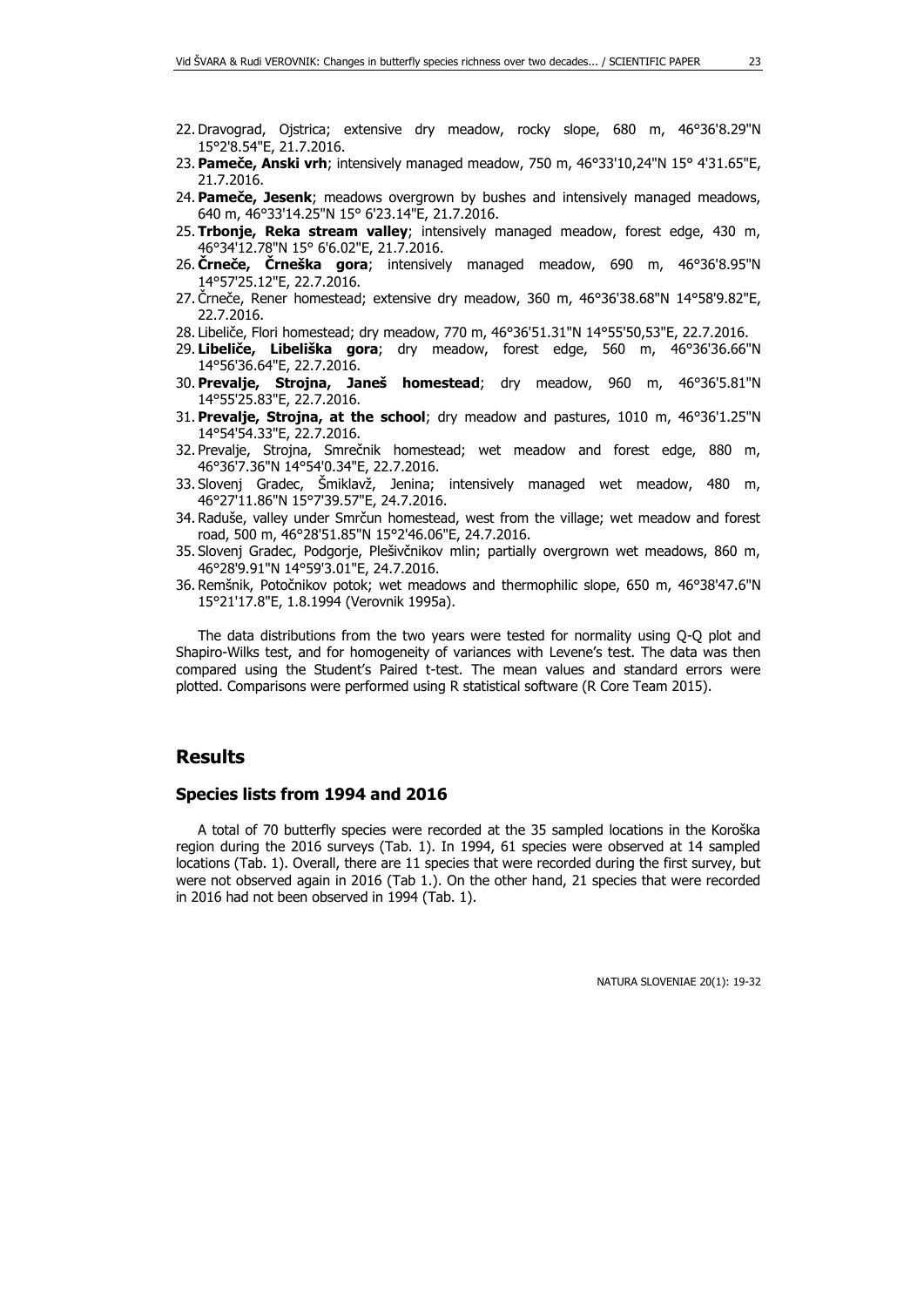22. Dravograd, Ojstrica; extensive dry meadow, rocky slope, 680 m, 46°36'8.29"N 15°2'8.54"E, 21.7.2016.
23. **Pameče, Anski vrh**; intensively managed meadow, 750 m, 46°33'10,24"N 15° 4'31.65"E, 21.7.2016.
24. **Pameče, Jesenk**; meadows overgrown by bushes and intensively managed meadows, 640 m, 46°33'14.25"N 15° 6'23.14"E, 21.7.2016.
25. **Trbonje, Reka stream valley**; intensively managed meadow, forest edge, 430 m, 46°34'12.78"N 15° 6'6.02"E, 21.7.2016.
26. **Črneče, Črneška gora**; intensively managed meadow, 690 m, 46°36'8.95"N 14°57'25.12"E, 22.7.2016.
27. Črneče, Rener homestead; extensive dry meadow, 360 m, 46°36'38.68"N 14°58'9.82"E, 22.7.2016.
28. Libeliče, Flori homestead; dry meadow, 770 m, 46°36'51.31"N 14°55'50,53"E, 22.7.2016.
29. **Libeliče, Libeliška gora**; dry meadow, forest edge, 560 m, 46°36'36.66"N 14°56'36.64"E, 22.7.2016.
30. **Prevalje, Strojna, Janeš homestead**; dry meadow, 960 m, 46°36'5.81"N 14°55'25.83"E, 22.7.2016.
31. **Prevalje, Strojna, at the school**; dry meadow and pastures, 1010 m, 46°36'1.25"N 14°54'54.33"E, 22.7.2016.
32. Prevalje, Strojna, Smrečnik homestead; wet meadow and forest edge, 880 m, 46°36'7.36"N 14°54'0.34"E, 22.7.2016.
33. Slovenj Gradec, Šmiklavž, Jenina; intensively managed wet meadow, 480 m, 46°27'11.86"N 15°7'39.57"E, 24.7.2016.
34. Raduše, valley under Smrčun homestead, west from the village; wet meadow and forest road, 500 m, 46°28'51.85"N 15°2'46.06"E, 24.7.2016.
35. Slovenj Gradec, Podgorje, Plešivčnikov mlin; partially overgrown wet meadows, 860 m, 46°28'9.91"N 14°59'3.01"E, 24.7.2016.
36. Remšnik, Potočnikov potok; wet meadows and thermophilic slope, 650 m, 46°38'47.6"N 15°21'17.8"E, 1.8.1994 (Verovnik 1995a).

The data distributions from the two years were tested for normality using Q-Q plot and Shapiro-Wilks test, and for homogeneity of variances with Levene's test. The data was then compared using the Student's Paired t-test. The mean values and standard errors were plotted. Comparisons were performed using R statistical software (R Core Team 2015).

## Results

### Species lists from 1994 and 2016

A total of 70 butterfly species were recorded at the 35 sampled locations in the Koroška region during the 2016 surveys (Tab. 1). In 1994, 61 species were observed at 14 sampled locations (Tab. 1). Overall, there are 11 species that were recorded during the first survey, but were not observed again in 2016 (Tab 1.). On the other hand, 21 species that were recorded in 2016 had not been observed in 1994 (Tab. 1).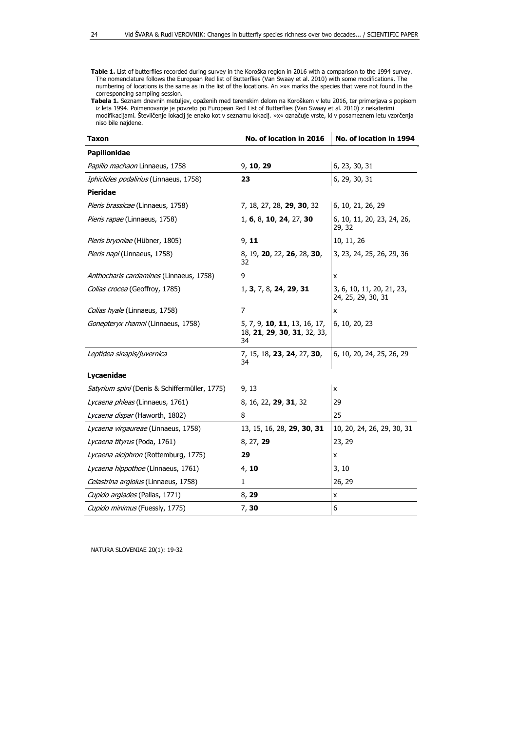**Table 1.** List of butterflies recorded during survey in the Koroška region in 2016 with a comparison to the 1994 survey. The nomenclature follows the European Red list of Butterflies (Van Swaay et al. 2010) with some modifications. The numbering of locations is the same as in the list of the locations. An »x« marks the species that were not found in the corresponding sampling session.

**Tabela 1.** Seznam dnevnih metuljev, opaženih med terenskim delom na Koroškem v letu 2016, ter primerjava s popisom iz leta 1994. Poimenovanje je povzeto po European Red List of Butterflies (Van Swaay et al. 2010) z nekaterimi modifikacijami. Številčenje lokacij je enako kot v seznamu lokacij. »x« označuje vrste, ki v posameznem letu vzorčenja niso bile najdene.

| Taxon | No. of location in 2016 | No. of location in 1994 |
|---|---|---|
| **Papilionidae** | | |
| *Papilio machaon* Linnaeus, 1758 | 9, **10**, **29** | 6, 23, 30, 31 |
| *Iphiclides podalirius* (Linnaeus, 1758) | **23** | 6, 29, 30, 31 |
| **Pieridae** | | |
| *Pieris brassicae* (Linnaeus, 1758) | 7, 18, 27, 28, **29**, **30**, 32 | 6, 10, 21, 26, 29 |
| *Pieris rapae* (Linnaeus, 1758) | 1, **6**, 8, **10**, **24**, 27, **30** | 6, 10, 11, 20, 23, 24, 26, 29, 32 |
| *Pieris bryoniae* (Hübner, 1805) | 9, **11** | 10, 11, 26 |
| *Pieris napi* (Linnaeus, 1758) | 8, 19, **20**, 22, **26**, 28, **30**, 32 | 3, 23, 24, 25, 26, 29, 36 |
| *Anthocharis cardamines* (Linnaeus, 1758) | 9 | x |
| *Colias crocea* (Geoffroy, 1785) | 1, **3**, 7, 8, **24**, **29**, **31** | 3, 6, 10, 11, 20, 21, 23, 24, 25, 29, 30, 31 |
| *Colias hyale* (Linnaeus, 1758) | 7 | x |
| *Gonepteryx rhamni* (Linnaeus, 1758) | 5, 7, 9, **10**, **11**, 13, 16, 17, 18, **21**, **29**, **30**, **31**, 32, 33, 34 | 6, 10, 20, 23 |
| *Leptidea sinapis/juvernica* | 7, 15, 18, **23**, **24**, 27, **30**, 34 | 6, 10, 20, 24, 25, 26, 29 |
| **Lycaenidae** | | |
| *Satyrium spini* (Denis & Schiffermüller, 1775) | 9, 13 | x |
| *Lycaena phleas* (Linnaeus, 1761) | 8, 16, 22, **29**, **31**, 32 | 29 |
| *Lycaena dispar* (Haworth, 1802) | 8 | 25 |
| *Lycaena virgaureae* (Linnaeus, 1758) | 13, 15, 16, 28, **29**, **30**, **31** | 10, 20, 24, 26, 29, 30, 31 |
| *Lycaena tityrus* (Poda, 1761) | 8, 27, **29** | 23, 29 |
| *Lycaena alciphron* (Rottemburg, 1775) | **29** | x |
| *Lycaena hippothoe* (Linnaeus, 1761) | 4, **10** | 3, 10 |
| *Celastrina argiolus* (Linnaeus, 1758) | 1 | 26, 29 |
| *Cupido argiades* (Pallas, 1771) | 8, **29** | x |
| *Cupido minimus* (Fuessly, 1775) | 7, **30** | 6 |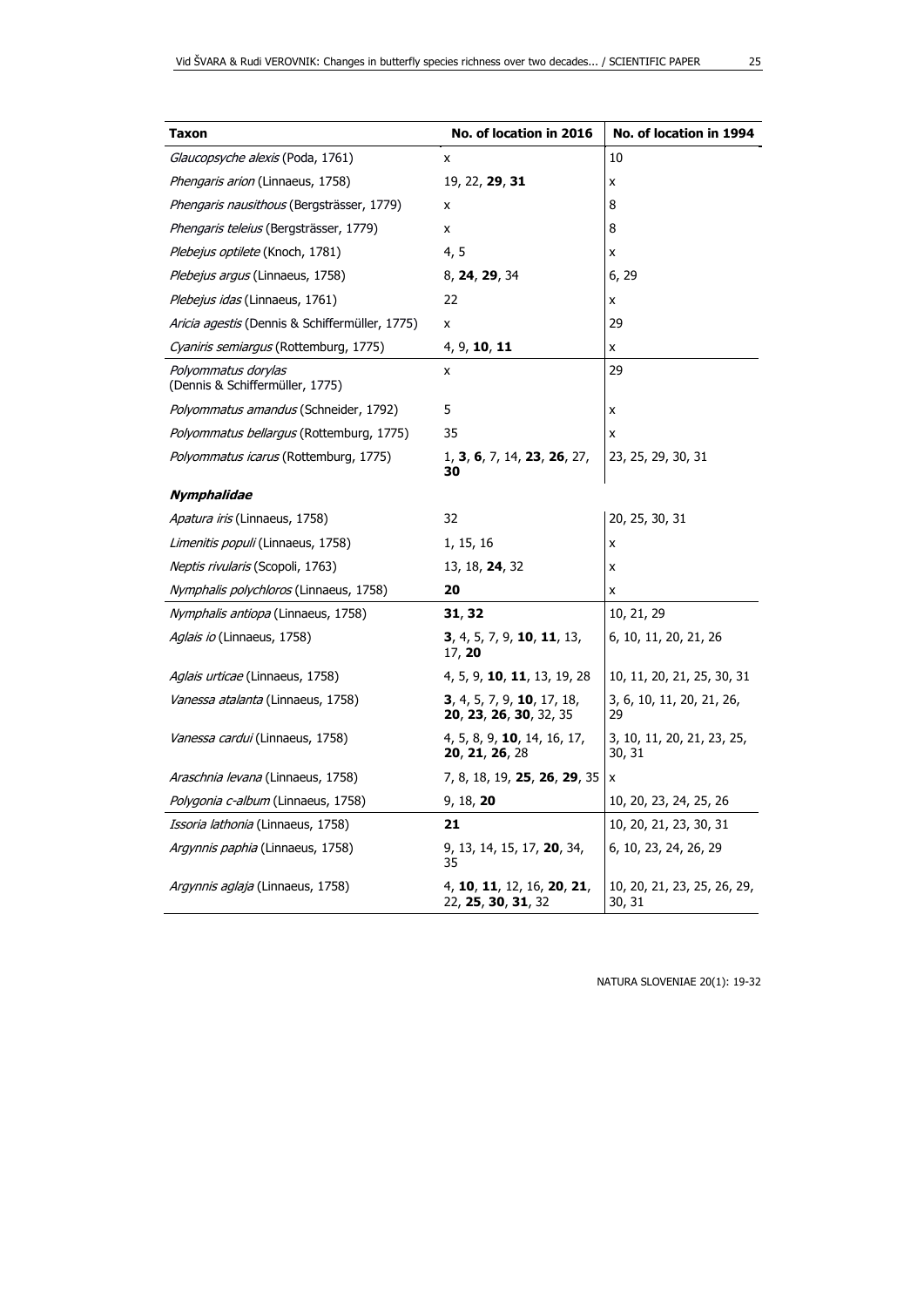| **Taxon** | **No. of location in 2016** | **No. of location in 1994** |
|---|---|---|
| *Glaucopsyche alexis* (Poda, 1761) | x | 10 |
| *Phengaris arion* (Linnaeus, 1758) | 19, 22, **29**, **31** | x |
| *Phengaris nausithous* (Bergsträsser, 1779) | x | 8 |
| *Phengaris teleius* (Bergsträsser, 1779) | x | 8 |
| *Plebejus optilete* (Knoch, 1781) | 4, 5 | x |
| *Plebejus argus* (Linnaeus, 1758) | 8, **24**, **29**, 34 | 6, 29 |
| *Plebejus idas* (Linnaeus, 1761) | 22 | x |
| *Aricia agestis* (Dennis & Schiffermüller, 1775) | x | 29 |
| *Cyaniris semiargus* (Rottemburg, 1775) | 4, 9, **10**, **11** | x |
| *Polyommatus dorylas* (Dennis & Schiffermüller, 1775) | x | 29 |
| *Polyommatus amandus* (Schneider, 1792) | 5 | x |
| *Polyommatus bellargus* (Rottemburg, 1775) | 35 | x |
| *Polyommatus icarus* (Rottemburg, 1775) | 1, **3**, **6**, 7, 14, **23**, **26**, 27, **30** | 23, 25, 29, 30, 31 |
| ***Nymphalidae*** | | |
| *Apatura iris* (Linnaeus, 1758) | 32 | 20, 25, 30, 31 |
| *Limenitis populi* (Linnaeus, 1758) | 1, 15, 16 | x |
| *Neptis rivularis* (Scopoli, 1763) | 13, 18, **24**, 32 | x |
| *Nymphalis polychloros* (Linnaeus, 1758) | **20** | x |
| *Nymphalis antiopa* (Linnaeus, 1758) | **31**, **32** | 10, 21, 29 |
| *Aglais io* (Linnaeus, 1758) | **3**, 4, 5, 7, 9, **10**, **11**, 13, 17, **20** | 6, 10, 11, 20, 21, 26 |
| *Aglais urticae* (Linnaeus, 1758) | 4, 5, 9, **10**, **11**, 13, 19, 28 | 10, 11, 20, 21, 25, 30, 31 |
| *Vanessa atalanta* (Linnaeus, 1758) | **3**, 4, 5, 7, 9, **10**, 17, 18, **20**, **23**, **26**, **30**, 32, 35 | 3, 6, 10, 11, 20, 21, 26, 29 |
| *Vanessa cardui* (Linnaeus, 1758) | 4, 5, 8, 9, **10**, 14, 16, 17, **20**, **21**, **26**, 28 | 3, 10, 11, 20, 21, 23, 25, 30, 31 |
| *Araschnia levana* (Linnaeus, 1758) | 7, 8, 18, 19, **25**, **26**, **29**, 35 | x |
| *Polygonia c-album* (Linnaeus, 1758) | 9, 18, **20** | 10, 20, 23, 24, 25, 26 |
| *Issoria lathonia* (Linnaeus, 1758) | **21** | 10, 20, 21, 23, 30, 31 |
| *Argynnis paphia* (Linnaeus, 1758) | 9, 13, 14, 15, 17, **20**, 34, 35 | 6, 10, 23, 24, 26, 29 |
| *Argynnis aglaja* (Linnaeus, 1758) | 4, **10**, **11**, 12, 16, **20**, **21**, 22, **25**, **30**, **31**, 32 | 10, 20, 21, 23, 25, 26, 29, 30, 31 |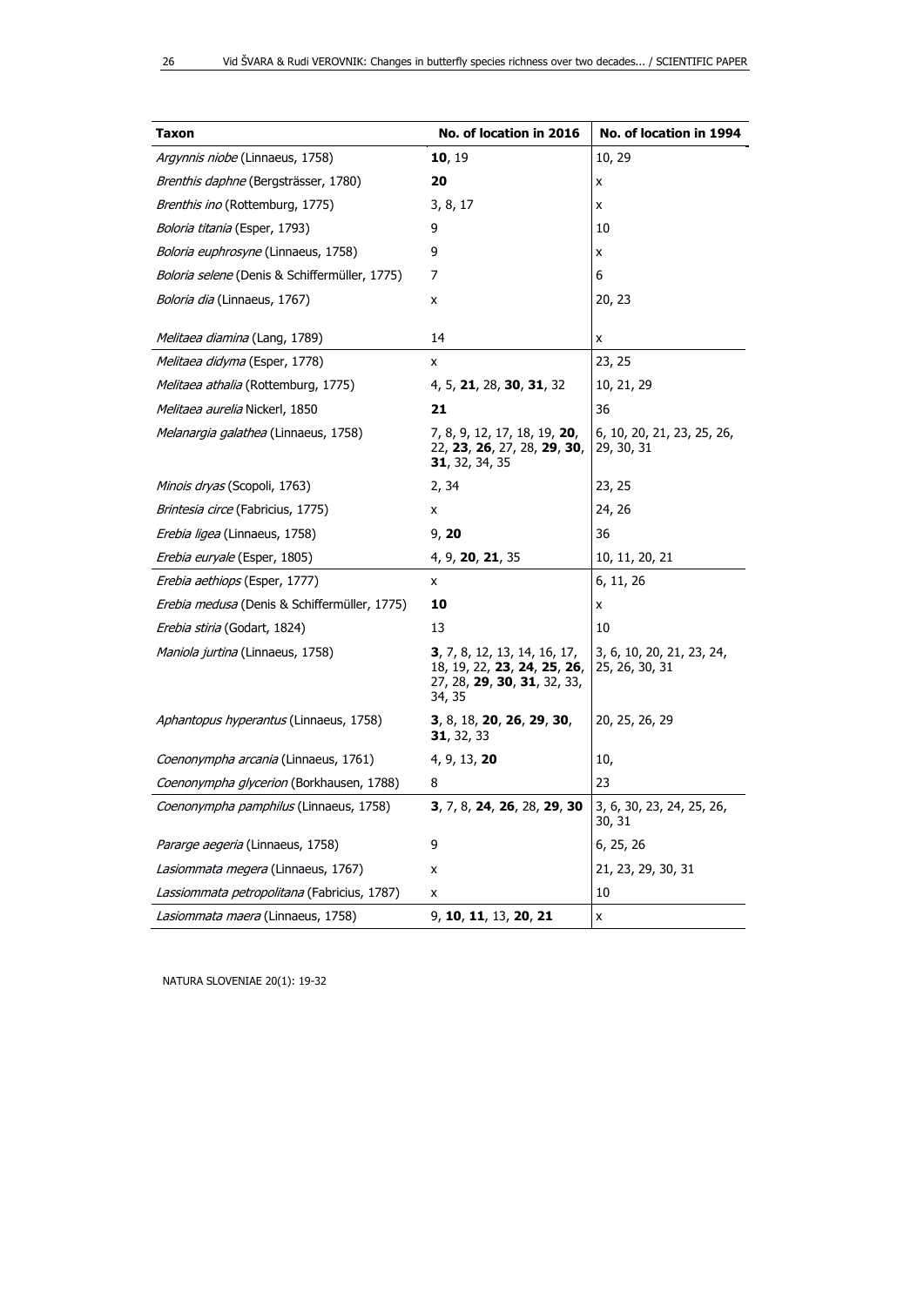| **Taxon** | **No. of location in 2016** | **No. of location in 1994** |
|---|---|---|
| *Argynnis niobe* (Linnaeus, 1758) | **10**, 19 | 10, 29 |
| *Brenthis daphne* (Bergsträsser, 1780) | **20** | x |
| *Brenthis ino* (Rottemburg, 1775) | 3, 8, 17 | x |
| *Boloria titania* (Esper, 1793) | 9 | 10 |
| *Boloria euphrosyne* (Linnaeus, 1758) | 9 | x |
| *Boloria selene* (Denis & Schiffermüller, 1775) | 7 | 6 |
| *Boloria dia* (Linnaeus, 1767) | x | 20, 23 |
| *Melitaea diamina* (Lang, 1789) | 14 | x |
| *Melitaea didyma* (Esper, 1778) | x | 23, 25 |
| *Melitaea athalia* (Rottemburg, 1775) | 4, 5, **21**, 28, **30**, **31**, 32 | 10, 21, 29 |
| *Melitaea aurelia* Nickerl, 1850 | **21** | 36 |
| *Melanargia galathea* (Linnaeus, 1758) | 7, 8, 9, 12, 17, 18, 19, **20**, 22, **23**, **26**, 27, 28, **29**, **30**, **31**, 32, 34, 35 | 6, 10, 20, 21, 23, 25, 26, 29, 30, 31 |
| *Minois dryas* (Scopoli, 1763) | 2, 34 | 23, 25 |
| *Brintesia circe* (Fabricius, 1775) | x | 24, 26 |
| *Erebia ligea* (Linnaeus, 1758) | 9, **20** | 36 |
| *Erebia euryale* (Esper, 1805) | 4, 9, **20**, **21**, 35 | 10, 11, 20, 21 |
| *Erebia aethiops* (Esper, 1777) | x | 6, 11, 26 |
| *Erebia medusa* (Denis & Schiffermüller, 1775) | **10** | x |
| *Erebia stiria* (Godart, 1824) | 13 | 10 |
| *Maniola jurtina* (Linnaeus, 1758) | **3**, 7, 8, 12, 13, 14, 16, 17, 18, 19, 22, **23**, **24**, **25**, **26**, 27, 28, **29**, **30**, **31**, 32, 33, 34, 35 | 3, 6, 10, 20, 21, 23, 24, 25, 26, 30, 31 |
| *Aphantopus hyperantus* (Linnaeus, 1758) | **3**, 8, 18, **20**, **26**, **29**, **30**, **31**, 32, 33 | 20, 25, 26, 29 |
| *Coenonympha arcania* (Linnaeus, 1761) | 4, 9, 13, **20** | 10, |
| *Coenonympha glycerion* (Borkhausen, 1788) | 8 | 23 |
| *Coenonympha pamphilus* (Linnaeus, 1758) | **3**, 7, 8, **24**, **26**, 28, **29**, **30** | 3, 6, 30, 23, 24, 25, 26, 30, 31 |
| *Pararge aegeria* (Linnaeus, 1758) | 9 | 6, 25, 26 |
| *Lasiommata megera* (Linnaeus, 1767) | x | 21, 23, 29, 30, 31 |
| *Lassiommata petropolitana* (Fabricius, 1787) | x | 10 |
| *Lasiommata maera* (Linnaeus, 1758) | 9, **10**, **11**, 13, **20**, **21** | x |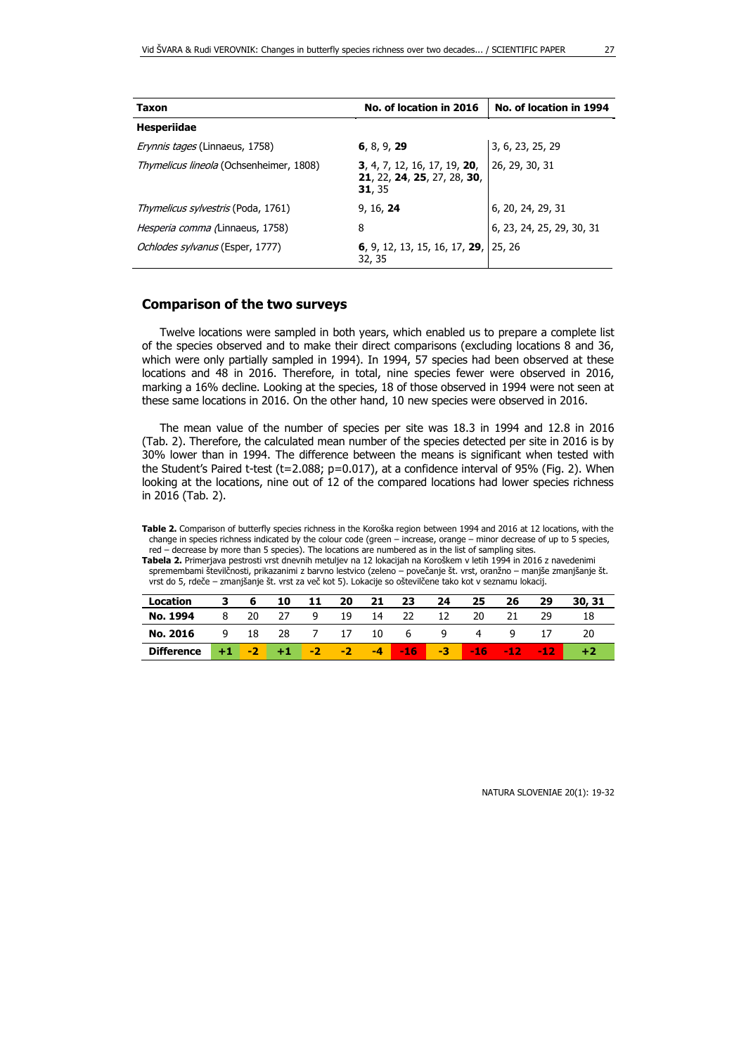| Taxon | No. of location in 2016 | No. of location in 1994 |
|---|---|---|
| **Hesperiidae** | | |
| *Erynnis tages* (Linnaeus, 1758) | **6**, 8, 9, **29** | 3, 6, 23, 25, 29 |
| *Thymelicus lineola* (Ochsenheimer, 1808) | **3**, 4, 7, 12, 16, 17, 19, **20**, **21**, 22, **24**, **25**, 27, 28, **30**, **31**, 35 | 26, 29, 30, 31 |
| *Thymelicus sylvestris* (Poda, 1761) | 9, 16, **24** | 6, 20, 24, 29, 31 |
| *Hesperia comma* (Linnaeus, 1758) | 8 | 6, 23, 24, 25, 29, 30, 31 |
| *Ochlodes sylvanus* (Esper, 1777) | **6**, 9, 12, 13, 15, 16, 17, **29**, 32, 35 | 25, 26 |

## Comparison of the two surveys

Twelve locations were sampled in both years, which enabled us to prepare a complete list of the species observed and to make their direct comparisons (excluding locations 8 and 36, which were only partially sampled in 1994). In 1994, 57 species had been observed at these locations and 48 in 2016. Therefore, in total, nine species fewer were observed in 2016, marking a 16% decline. Looking at the species, 18 of those observed in 1994 were not seen at these same locations in 2016. On the other hand, 10 new species were observed in 2016.

The mean value of the number of species per site was 18.3 in 1994 and 12.8 in 2016 (Tab. 2). Therefore, the calculated mean number of the species detected per site in 2016 is by 30% lower than in 1994. The difference between the means is significant when tested with the Student's Paired t-test ($t=2.088$; $p=0.017$), at a confidence interval of 95% (Fig. 2). When looking at the locations, nine out of 12 of the compared locations had lower species richness in 2016 (Tab. 2).

**Table 2.** Comparison of butterfly species richness in the Koroška region between 1994 and 2016 at 12 locations, with the change in species richness indicated by the colour code (green – increase, orange – minor decrease of up to 5 species, red – decrease by more than 5 species). The locations are numbered as in the list of sampling sites.

**Tabela 2.** Primerjava pestrosti vrst dnevnih metuljev na 12 lokacijah na Koroškem v letih 1994 in 2016 z navedenimi spremembami številčnosti, prikazanimi z barvno lestvico (zeleno – povečanje št. vrst, oranžno – manjše zmanjšanje št. vrst do 5, rdeče – zmanjšanje št. vrst za več kot 5). Lokacije so oštevilčene tako kot v seznamu lokacij.

| Location | 3 | 6 | 10 | 11 | 20 | 21 | 23 | 24 | 25 | 26 | 29 | 30, 31 |
|---|---|---|---|---|---|---|---|---|---|---|---|---|
| **No. 1994** | 8 | 20 | 27 | 9 | 19 | 14 | 22 | 12 | 20 | 21 | 29 | 18 |
| **No. 2016** | 9 | 18 | 28 | 7 | 17 | 10 | 6 | 9 | 4 | 9 | 17 | 20 |
| **Difference** | **+1** | **-2** | **+1** | **-2** | **-2** | **-4** | **-16** | **-3** | **-16** | **-12** | **-12** | **+2** |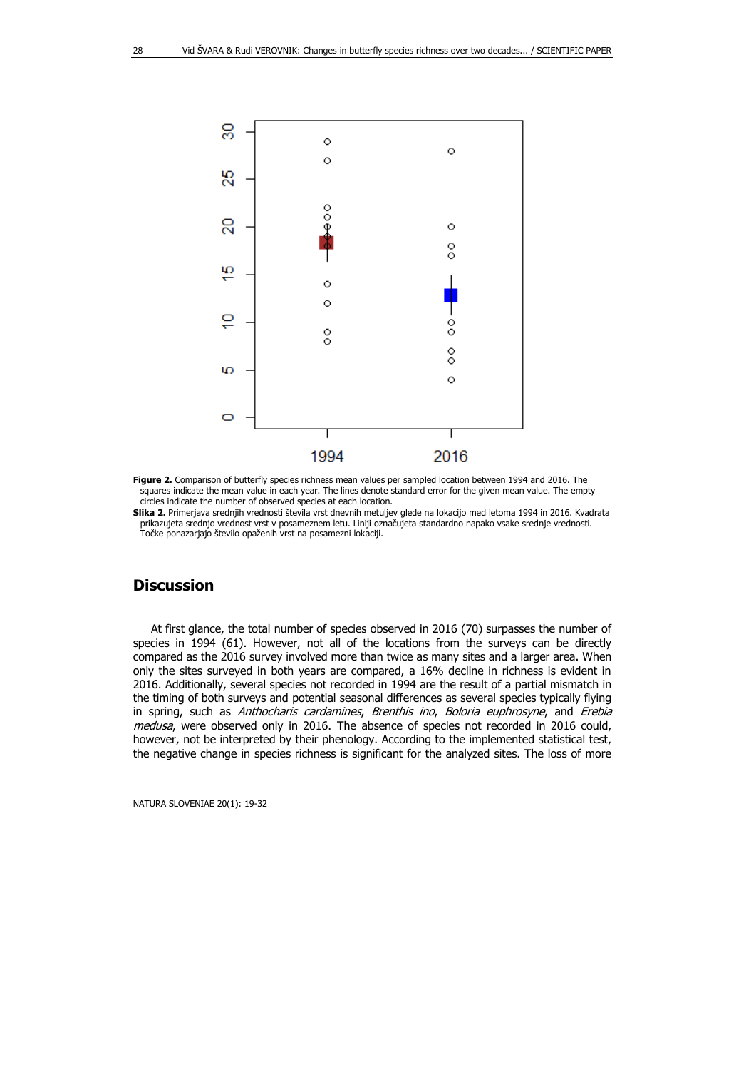**Figure 2.** Comparison of butterfly species richness mean values per sampled location between 1994 and 2016. The squares indicate the mean value in each year. The lines denote standard error for the given mean value. The empty circles indicate the number of observed species at each location.

**Slika 2.** Primerjava srednjih vrednosti števila vrst dnevnih metuljev glede na lokacijo med letoma 1994 in 2016. Kvadrata prikazujeta srednjo vrednost vrst v posameznem letu. Liniji označujeta standardno napako vsake srednje vrednosti. Točke ponazarjajo število opaženih vrst na posamezni lokaciji.

## Discussion

At first glance, the total number of species observed in 2016 (70) surpasses the number of species in 1994 (61). However, not all of the locations from the surveys can be directly compared as the 2016 survey involved more than twice as many sites and a larger area. When only the sites surveyed in both years are compared, a 16% decline in richness is evident in 2016. Additionally, several species not recorded in 1994 are the result of a partial mismatch in the timing of both surveys and potential seasonal differences as several species typically flying in spring, such as *Anthocharis cardamines*, *Brenthis ino*, *Boloria euphrosyne*, and *Erebia medusa*, were observed only in 2016. The absence of species not recorded in 2016 could, however, not be interpreted by their phenology. According to the implemented statistical test, the negative change in species richness is significant for the analyzed sites. The loss of more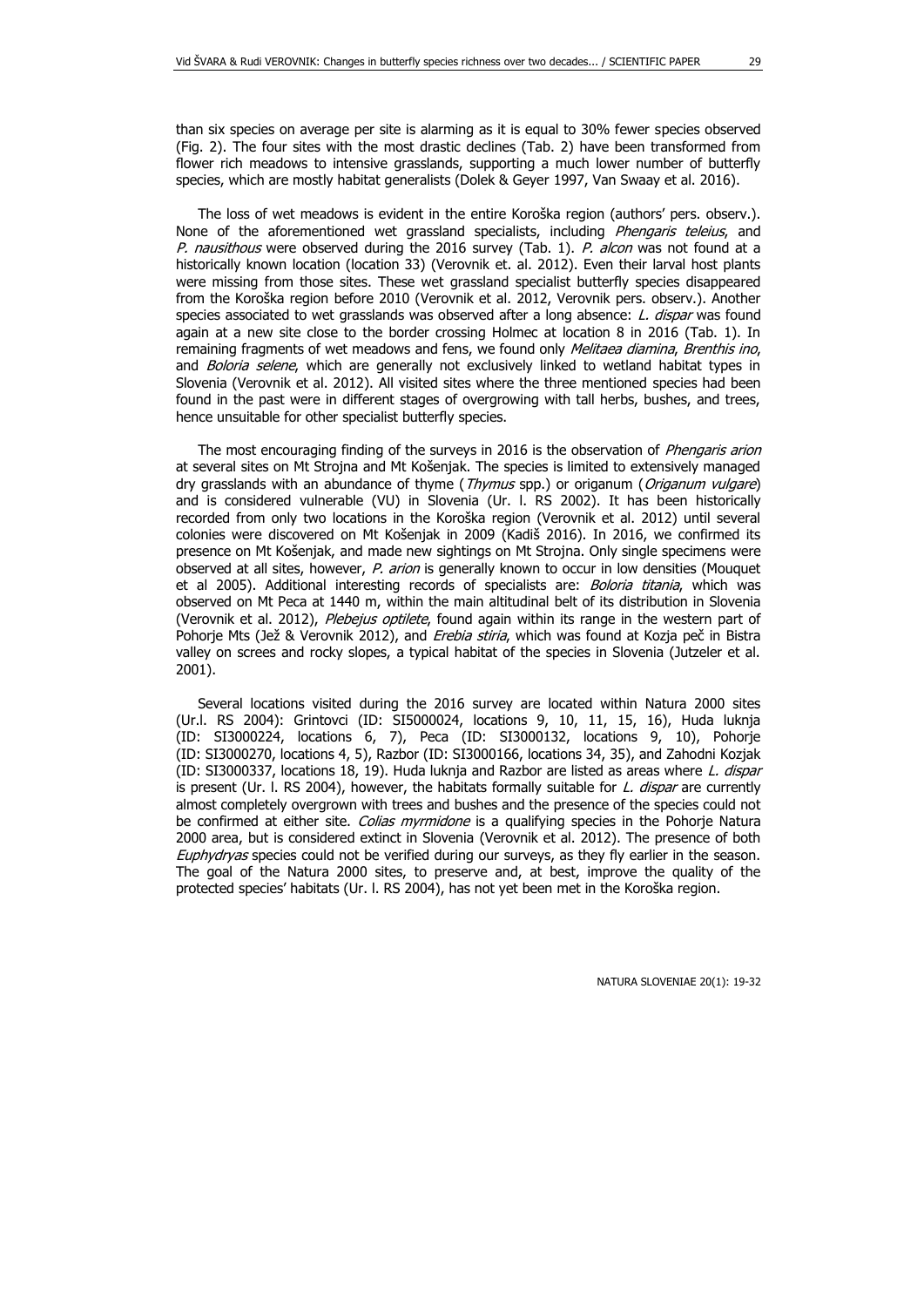than six species on average per site is alarming as it is equal to 30% fewer species observed (Fig. 2). The four sites with the most drastic declines (Tab. 2) have been transformed from flower rich meadows to intensive grasslands, supporting a much lower number of butterfly species, which are mostly habitat generalists (Dolek & Geyer 1997, Van Swaay et al. 2016).

The loss of wet meadows is evident in the entire Koroška region (authors' pers. observ.). None of the aforementioned wet grassland specialists, including *Phengaris teleius*, and *P. nausithous* were observed during the 2016 survey (Tab. 1). *P. alcon* was not found at a historically known location (location 33) (Verovnik et. al. 2012). Even their larval host plants were missing from those sites. These wet grassland specialist butterfly species disappeared from the Koroška region before 2010 (Verovnik et al. 2012, Verovnik pers. observ.). Another species associated to wet grasslands was observed after a long absence: *L. dispar* was found again at a new site close to the border crossing Holmec at location 8 in 2016 (Tab. 1). In remaining fragments of wet meadows and fens, we found only *Melitaea diamina*, *Brenthis ino*, and *Boloria selene*, which are generally not exclusively linked to wetland habitat types in Slovenia (Verovnik et al. 2012). All visited sites where the three mentioned species had been found in the past were in different stages of overgrowing with tall herbs, bushes, and trees, hence unsuitable for other specialist butterfly species.

The most encouraging finding of the surveys in 2016 is the observation of *Phengaris arion* at several sites on Mt Strojna and Mt Košenjak. The species is limited to extensively managed dry grasslands with an abundance of thyme (*Thymus* spp.) or origanum (*Origanum vulgare*) and is considered vulnerable (VU) in Slovenia (Ur. l. RS 2002). It has been historically recorded from only two locations in the Koroška region (Verovnik et al. 2012) until several colonies were discovered on Mt Košenjak in 2009 (Kadiš 2016). In 2016, we confirmed its presence on Mt Košenjak, and made new sightings on Mt Strojna. Only single specimens were observed at all sites, however, *P. arion* is generally known to occur in low densities (Mouquet et al 2005). Additional interesting records of specialists are: *Boloria titania*, which was observed on Mt Peca at 1440 m, within the main altitudinal belt of its distribution in Slovenia (Verovnik et al. 2012), *Plebejus optilete*, found again within its range in the western part of Pohorje Mts (Jež & Verovnik 2012), and *Erebia stiria*, which was found at Kozja peč in Bistra valley on screes and rocky slopes, a typical habitat of the species in Slovenia (Jutzeler et al. 2001).

Several locations visited during the 2016 survey are located within Natura 2000 sites (Ur.l. RS 2004): Grintovci (ID: SI5000024, locations 9, 10, 11, 15, 16), Huda luknja (ID: SI3000224, locations 6, 7), Peca (ID: SI3000132, locations 9, 10), Pohorje (ID: SI3000270, locations 4, 5), Razbor (ID: SI3000166, locations 34, 35), and Zahodni Kozjak (ID: SI3000337, locations 18, 19). Huda luknja and Razbor are listed as areas where *L. dispar* is present (Ur. l. RS 2004), however, the habitats formally suitable for *L. dispar* are currently almost completely overgrown with trees and bushes and the presence of the species could not be confirmed at either site. *Colias myrmidone* is a qualifying species in the Pohorje Natura 2000 area, but is considered extinct in Slovenia (Verovnik et al. 2012). The presence of both *Euphydryas* species could not be verified during our surveys, as they fly earlier in the season. The goal of the Natura 2000 sites, to preserve and, at best, improve the quality of the protected species' habitats (Ur. l. RS 2004), has not yet been met in the Koroška region.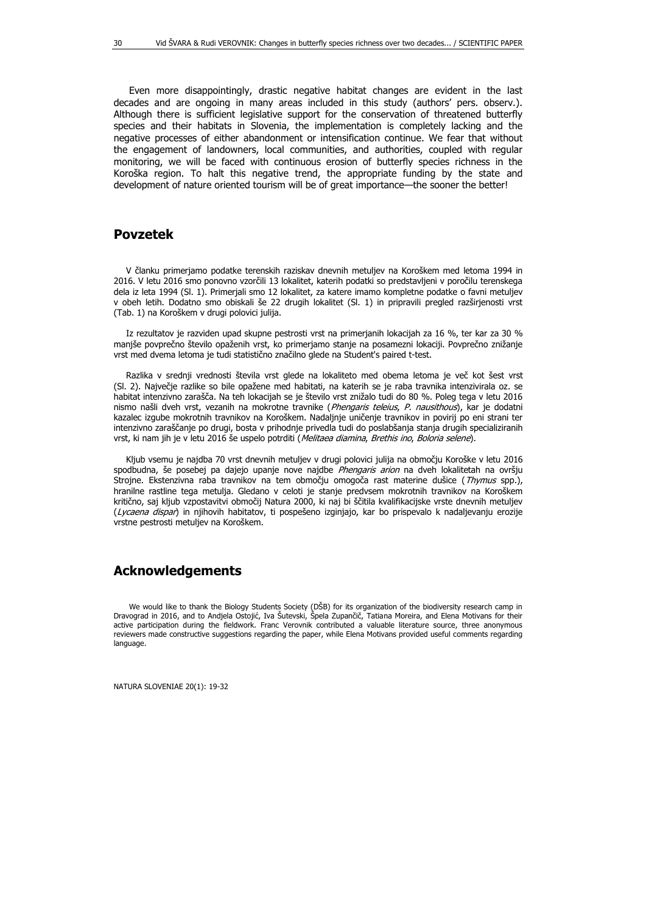Even more disappointingly, drastic negative habitat changes are evident in the last decades and are ongoing in many areas included in this study (authors' pers. observ.). Although there is sufficient legislative support for the conservation of threatened butterfly species and their habitats in Slovenia, the implementation is completely lacking and the negative processes of either abandonment or intensification continue. We fear that without the engagement of landowners, local communities, and authorities, coupled with regular monitoring, we will be faced with continuous erosion of butterfly species richness in the Koroška region. To halt this negative trend, the appropriate funding by the state and development of nature oriented tourism will be of great importance—the sooner the better!

## Povzetek

V članku primerjamo podatke terenskih raziskav dnevnih metuljev na Koroškem med letoma 1994 in 2016. V letu 2016 smo ponovno vzorčili 13 lokalitet, katerih podatki so predstavljeni v poročilu terenskega dela iz leta 1994 (Sl. 1). Primerjali smo 12 lokalitet, za katere imamo kompletne podatke o favni metuljev v obeh letih. Dodatno smo obiskali še 22 drugih lokalitet (Sl. 1) in pripravili pregled razširjenosti vrst (Tab. 1) na Koroškem v drugi polovici julija.

Iz rezultatov je razviden upad skupne pestrosti vrst na primerjanih lokacijah za 16 %, ter kar za 30 % manjše povprečno število opaženih vrst, ko primerjamo stanje na posamezni lokaciji. Povprečno znižanje vrst med dvema letoma je tudi statistično značilno glede na Student's paired t-test.

Razlika v srednji vrednosti števila vrst glede na lokaliteto med obema letoma je več kot šest vrst (Sl. 2). Največje razlike so bile opažene med habitati, na katerih se je raba travnika intenzivirala oz. se habitat intenzivno zarašča. Na teh lokacijah se je število vrst znižalo tudi do 80 %. Poleg tega v letu 2016 nismo našli dveh vrst, vezanih na mokrotne travnike (*Phengaris teleius*, *P. nausithous*), kar je dodatni kazalec izgube mokrotnih travnikov na Koroškem. Nadaljnje uničenje travnikov in povirij po eni strani ter intenzivno zaraščanje po drugi, bosta v prihodnje privedla tudi do poslabšanja stanja drugih specializiranih vrst, ki nam jih je v letu 2016 še uspelo potrditi (*Melitaea diamina*, *Brethis ino*, *Boloria selene*).

Kljub vsemu je najdba 70 vrst dnevnih metuljev v drugi polovici julija na območju Koroške v letu 2016 spodbudna, še posebej pa dajejo upanje nove najdbe *Phengaris arion* na dveh lokalitetah na ovršju Strojne. Ekstenzivna raba travnikov na tem območju omogoča rast materine dušice (*Thymus* spp.), hranilne rastline tega metulja. Gledano v celoti je stanje predvsem mokrotnih travnikov na Koroškem kritično, saj kljub vzpostavitvi območij Natura 2000, ki naj bi ščitila kvalifikacijske vrste dnevnih metuljev (*Lycaena dispar*) in njihovih habitatov, ti pospešeno izginjajo, kar bo prispevalo k nadaljevanju erozije vrstne pestrosti metuljev na Koroškem.

## Acknowledgements

We would like to thank the Biology Students Society (DŠB) for its organization of the biodiversity research camp in Dravograd in 2016, and to Andjela Ostojić, Iva Šutevski, Špela Zupančič, Tatiana Moreira, and Elena Motivans for their active participation during the fieldwork. Franc Verovnik contributed a valuable literature source, three anonymous reviewers made constructive suggestions regarding the paper, while Elena Motivans provided useful comments regarding language.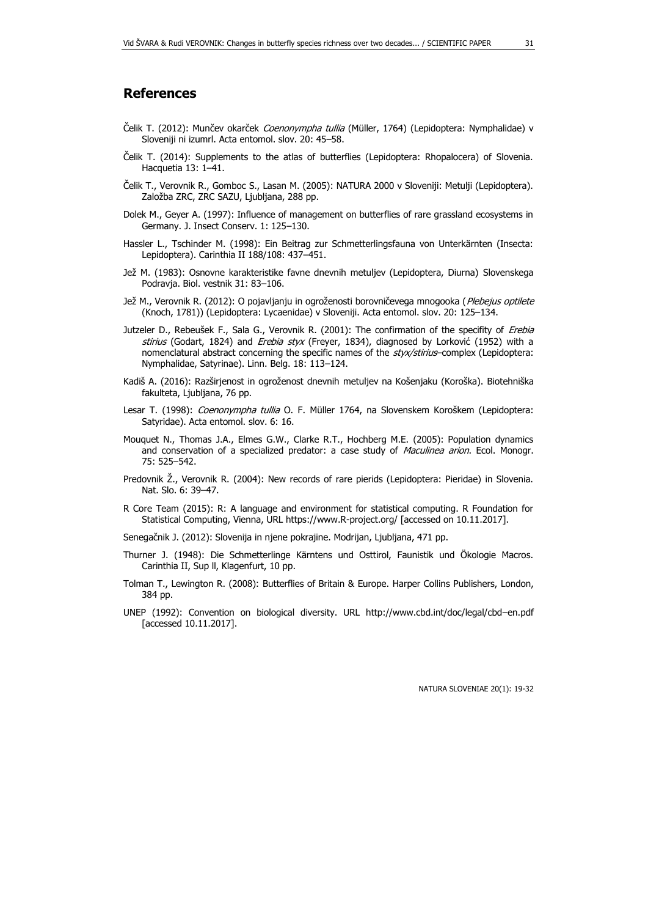## References

Čelik T. (2012): Munčev okarček *Coenonympha tullia* (Müller, 1764) (Lepidoptera: Nymphalidae) v Sloveniji ni izumrl. Acta entomol. slov. 20: 45–58.

Čelik T. (2014): Supplements to the atlas of butterflies (Lepidoptera: Rhopalocera) of Slovenia. Hacquetia 13: 1–41.

Čelik T., Verovnik R., Gomboc S., Lasan M. (2005): NATURA 2000 v Sloveniji: Metulji (Lepidoptera). Založba ZRC, ZRC SAZU, Ljubljana, 288 pp.

Dolek M., Geyer A. (1997): Influence of management on butterflies of rare grassland ecosystems in Germany. J. Insect Conserv. 1: 125–130.

Hassler L., Tschinder M. (1998): Ein Beitrag zur Schmetterlingsfauna von Unterkärnten (Insecta: Lepidoptera). Carinthia II 188/108: 437–451.

Jež M. (1983): Osnovne karakteristike favne dnevnih metuljev (Lepidoptera, Diurna) Slovenskega Podravja. Biol. vestnik 31: 83–106.

Jež M., Verovnik R. (2012): O pojavljanju in ogroženosti borovničevega mnogooka (*Plebejus optilete* (Knoch, 1781)) (Lepidoptera: Lycaenidae) v Sloveniji. Acta entomol. slov. 20: 125–134.

Jutzeler D., Rebeušek F., Sala G., Verovnik R. (2001): The confirmation of the specifity of *Erebia stirius* (Godart, 1824) and *Erebia styx* (Freyer, 1834), diagnosed by Lorković (1952) with a nomenclatural abstract concerning the specific names of the *styx/stirius*–complex (Lepidoptera: Nymphalidae, Satyrinae). Linn. Belg. 18: 113–124.

Kadiš A. (2016): Razširjenost in ogroženost dnevnih metuljev na Košenjaku (Koroška). Biotehniška fakulteta, Ljubljana, 76 pp.

Lesar T. (1998): *Coenonympha tullia* O. F. Müller 1764, na Slovenskem Koroškem (Lepidoptera: Satyridae). Acta entomol. slov. 6: 16.

Mouquet N., Thomas J.A., Elmes G.W., Clarke R.T., Hochberg M.E. (2005): Population dynamics and conservation of a specialized predator: a case study of *Maculinea arion*. Ecol. Monogr. 75: 525–542.

Predovnik Ž., Verovnik R. (2004): New records of rare pierids (Lepidoptera: Pieridae) in Slovenia. Nat. Slo. 6: 39–47.

R Core Team (2015): R: A language and environment for statistical computing. R Foundation for Statistical Computing, Vienna, URL https://www.R-project.org/ [accessed on 10.11.2017].

Senegačnik J. (2012): Slovenija in njene pokrajine. Modrijan, Ljubljana, 471 pp.

Thurner J. (1948): Die Schmetterlinge Kärntens und Osttirol, Faunistik und Ökologie Macros. Carinthia II, Sup ll, Klagenfurt, 10 pp.

Tolman T., Lewington R. (2008): Butterflies of Britain & Europe. Harper Collins Publishers, London, 384 pp.

UNEP (1992): Convention on biological diversity. URL http://www.cbd.int/doc/legal/cbd–en.pdf [accessed 10.11.2017].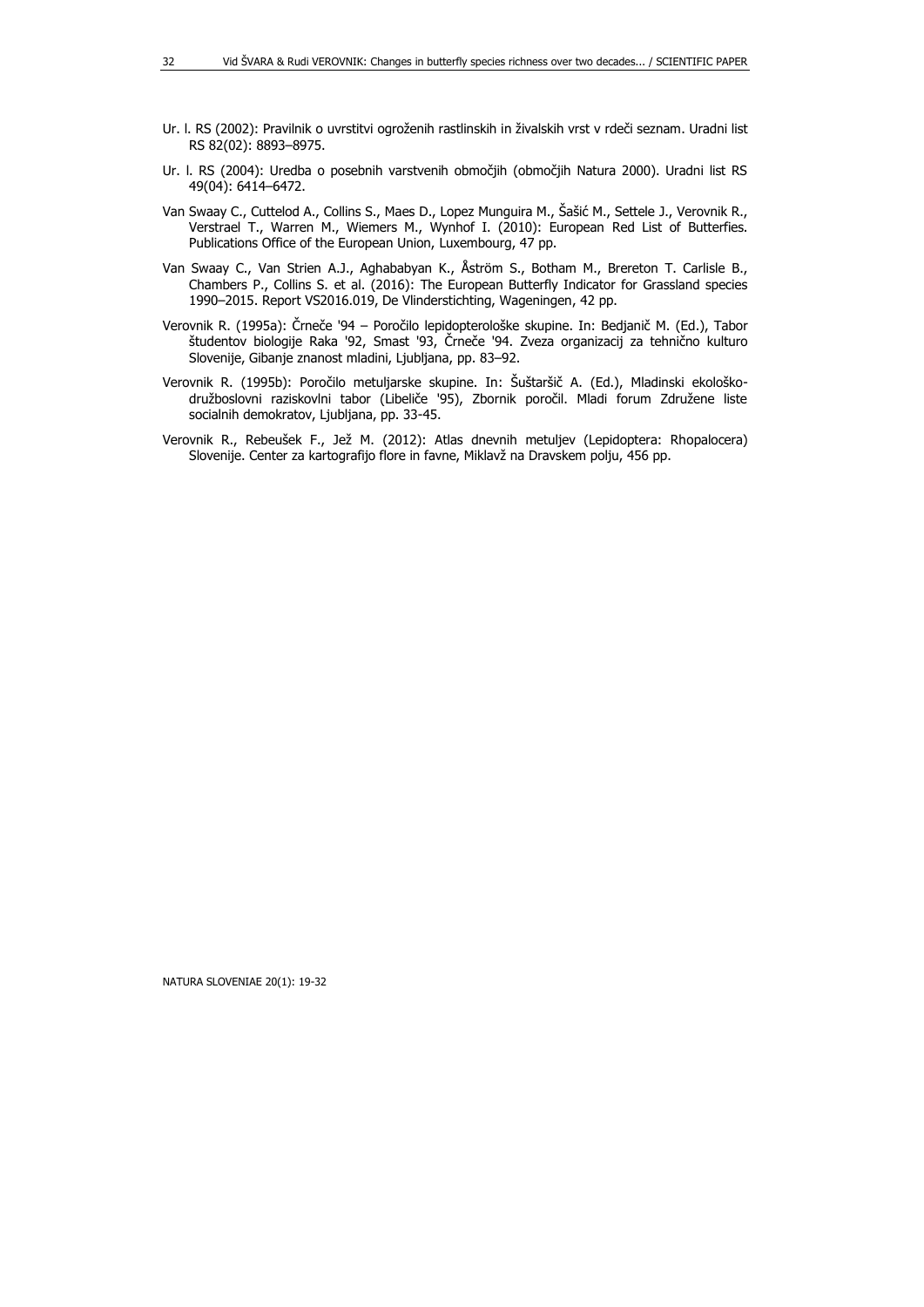Ur. l. RS (2002): Pravilnik o uvrstitvi ogroženih rastlinskih in živalskih vrst v rdeči seznam. Uradni list RS 82(02): 8893–8975.

Ur. l. RS (2004): Uredba o posebnih varstvenih območjih (območjih Natura 2000). Uradni list RS 49(04): 6414–6472.

Van Swaay C., Cuttelod A., Collins S., Maes D., Lopez Munguira M., Šašić M., Settele J., Verovnik R., Verstrael T., Warren M., Wiemers M., Wynhof I. (2010): European Red List of Butterfies. Publications Office of the European Union, Luxembourg, 47 pp.

Van Swaay C., Van Strien A.J., Aghababyan K., Åström S., Botham M., Brereton T. Carlisle B., Chambers P., Collins S. et al. (2016): The European Butterfly Indicator for Grassland species 1990–2015. Report VS2016.019, De Vlinderstichting, Wageningen, 42 pp.

Verovnik R. (1995a): Črneče '94 – Poročilo lepidopterološke skupine. In: Bedjanič M. (Ed.), Tabor študentov biologije Raka '92, Smast '93, Črneče '94. Zveza organizacij za tehnično kulturo Slovenije, Gibanje znanost mladini, Ljubljana, pp. 83–92.

Verovnik R. (1995b): Poročilo metuljarske skupine. In: Šuštaršič A. (Ed.), Mladinski ekološko-družboslovni raziskovlni tabor (Libeliče '95), Zbornik poročil. Mladi forum Združene liste socialnih demokratov, Ljubljana, pp. 33-45.

Verovnik R., Rebeušek F., Jež M. (2012): Atlas dnevnih metuljev (Lepidoptera: Rhopalocera) Slovenije. Center za kartografijo flore in favne, Miklavž na Dravskem polju, 456 pp.